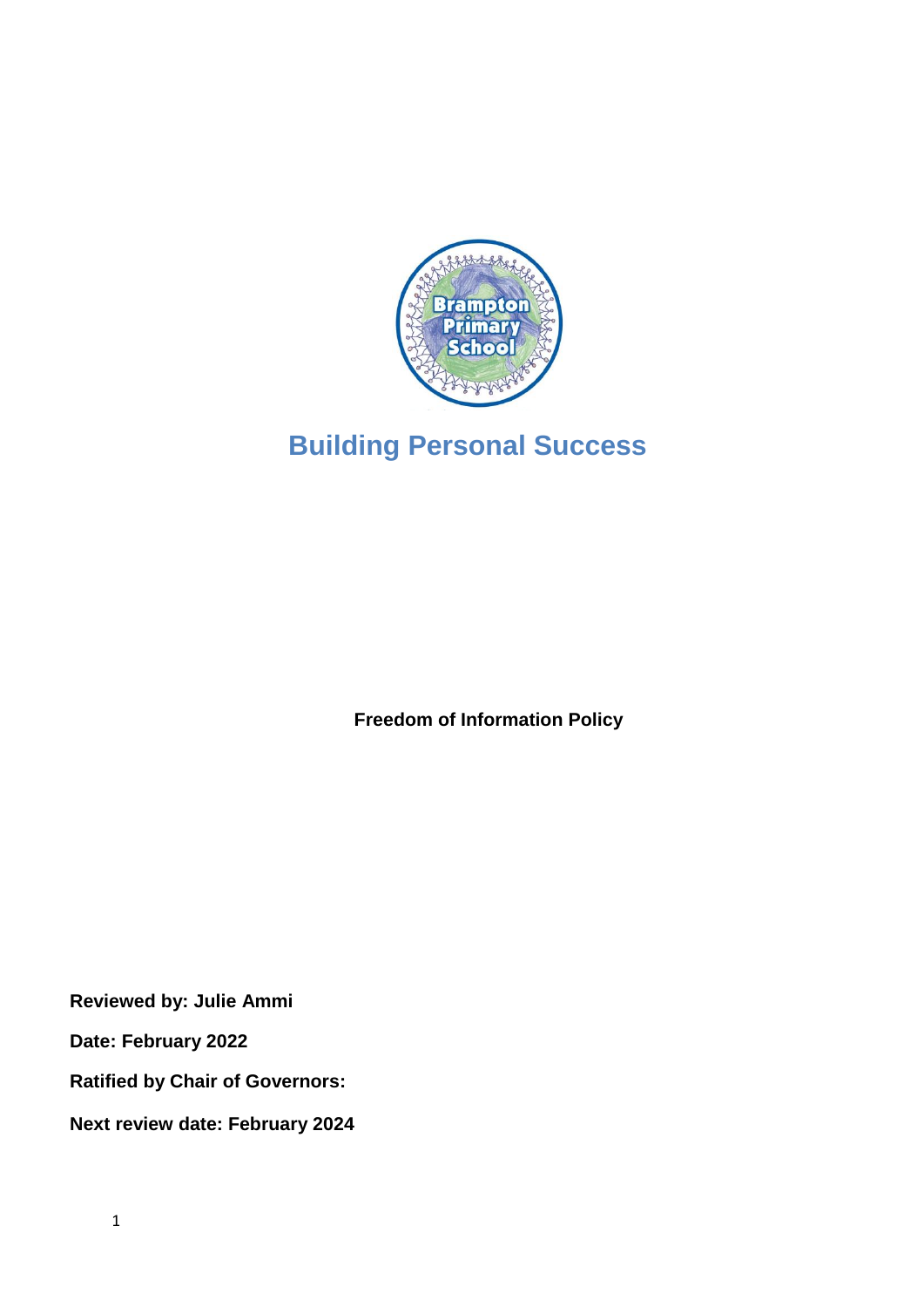# Building Personal Success

**Freedom of Information Policy**

**Reviewed by: Julie Ammi**

**Date: February 2022**

**Ratified by Chair of Governors:**

**Next review date: February 2024**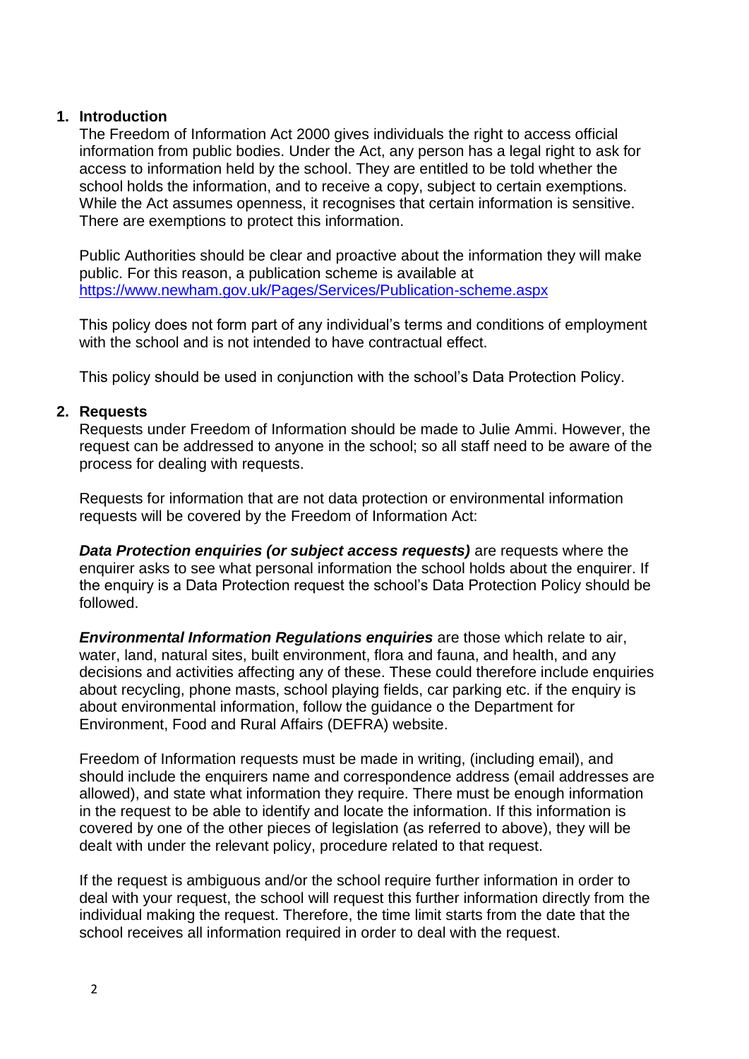## 1. Introduction

The Freedom of Information Act 2000 gives individuals the right to access official information from public bodies. Under the Act, any person has a legal right to ask for access to information held by the school. They are entitled to be told whether the school holds the information, and to receive a copy, subject to certain exemptions. While the Act assumes openness, it recognises that certain information is sensitive. There are exemptions to protect this information.

Public Authorities should be clear and proactive about the information they will make public. For this reason, a publication scheme is available at https://www.newham.gov.uk/Pages/Services/Publication-scheme.aspx

This policy does not form part of any individual's terms and conditions of employment with the school and is not intended to have contractual effect.

This policy should be used in conjunction with the school's Data Protection Policy.

## 2. Requests

Requests under Freedom of Information should be made to Julie Ammi. However, the request can be addressed to anyone in the school; so all staff need to be aware of the process for dealing with requests.

Requests for information that are not data protection or environmental information requests will be covered by the Freedom of Information Act:

***Data Protection enquiries (or subject access requests)*** are requests where the enquirer asks to see what personal information the school holds about the enquirer. If the enquiry is a Data Protection request the school's Data Protection Policy should be followed.

***Environmental Information Regulations enquiries*** are those which relate to air, water, land, natural sites, built environment, flora and fauna, and health, and any decisions and activities affecting any of these. These could therefore include enquiries about recycling, phone masts, school playing fields, car parking etc. if the enquiry is about environmental information, follow the guidance o the Department for Environment, Food and Rural Affairs (DEFRA) website.

Freedom of Information requests must be made in writing, (including email), and should include the enquirers name and correspondence address (email addresses are allowed), and state what information they require. There must be enough information in the request to be able to identify and locate the information. If this information is covered by one of the other pieces of legislation (as referred to above), they will be dealt with under the relevant policy, procedure related to that request.

If the request is ambiguous and/or the school require further information in order to deal with your request, the school will request this further information directly from the individual making the request. Therefore, the time limit starts from the date that the school receives all information required in order to deal with the request.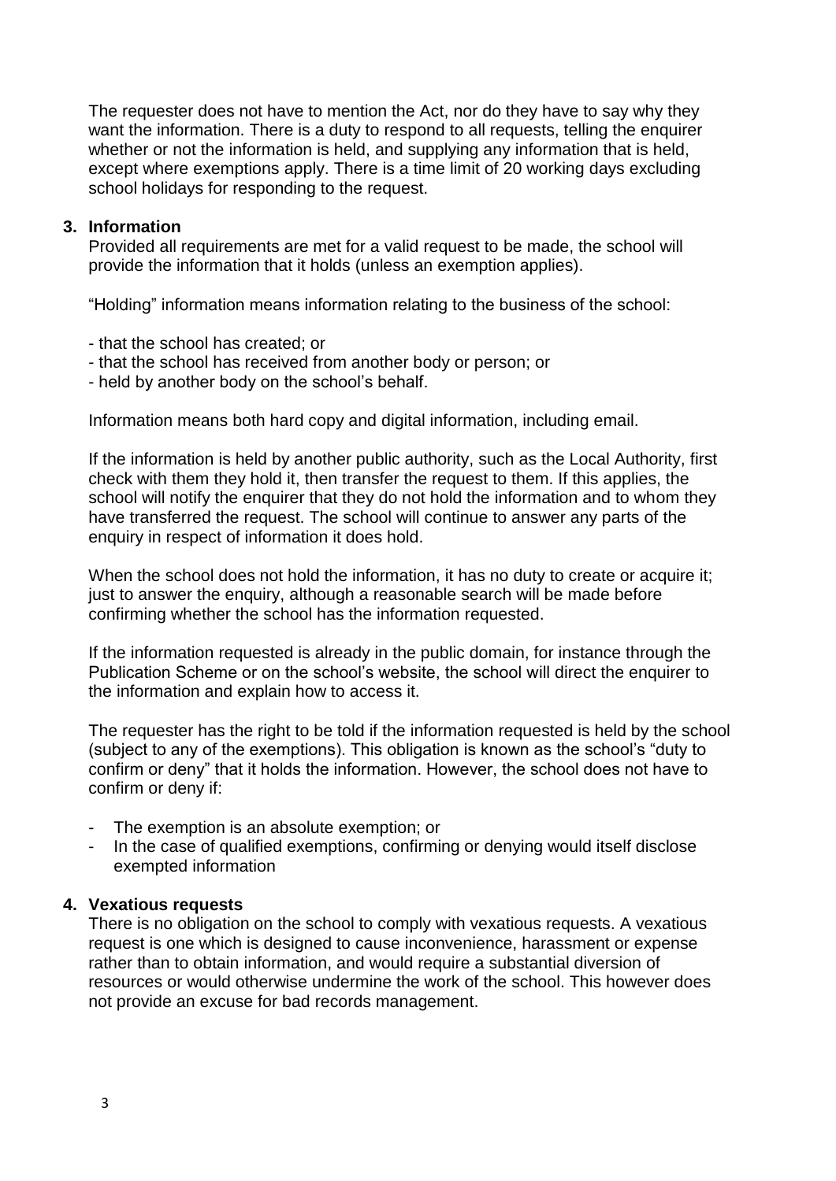The requester does not have to mention the Act, nor do they have to say why they want the information. There is a duty to respond to all requests, telling the enquirer whether or not the information is held, and supplying any information that is held, except where exemptions apply. There is a time limit of 20 working days excluding school holidays for responding to the request.

## 3. Information

Provided all requirements are met for a valid request to be made, the school will provide the information that it holds (unless an exemption applies).

"Holding" information means information relating to the business of the school:

- that the school has created; or
- that the school has received from another body or person; or
- held by another body on the school's behalf.

Information means both hard copy and digital information, including email.

If the information is held by another public authority, such as the Local Authority, first check with them they hold it, then transfer the request to them. If this applies, the school will notify the enquirer that they do not hold the information and to whom they have transferred the request. The school will continue to answer any parts of the enquiry in respect of information it does hold.

When the school does not hold the information, it has no duty to create or acquire it; just to answer the enquiry, although a reasonable search will be made before confirming whether the school has the information requested.

If the information requested is already in the public domain, for instance through the Publication Scheme or on the school's website, the school will direct the enquirer to the information and explain how to access it.

The requester has the right to be told if the information requested is held by the school (subject to any of the exemptions). This obligation is known as the school's "duty to confirm or deny" that it holds the information. However, the school does not have to confirm or deny if:

- The exemption is an absolute exemption; or
- In the case of qualified exemptions, confirming or denying would itself disclose exempted information

## 4. Vexatious requests

There is no obligation on the school to comply with vexatious requests. A vexatious request is one which is designed to cause inconvenience, harassment or expense rather than to obtain information, and would require a substantial diversion of resources or would otherwise undermine the work of the school. This however does not provide an excuse for bad records management.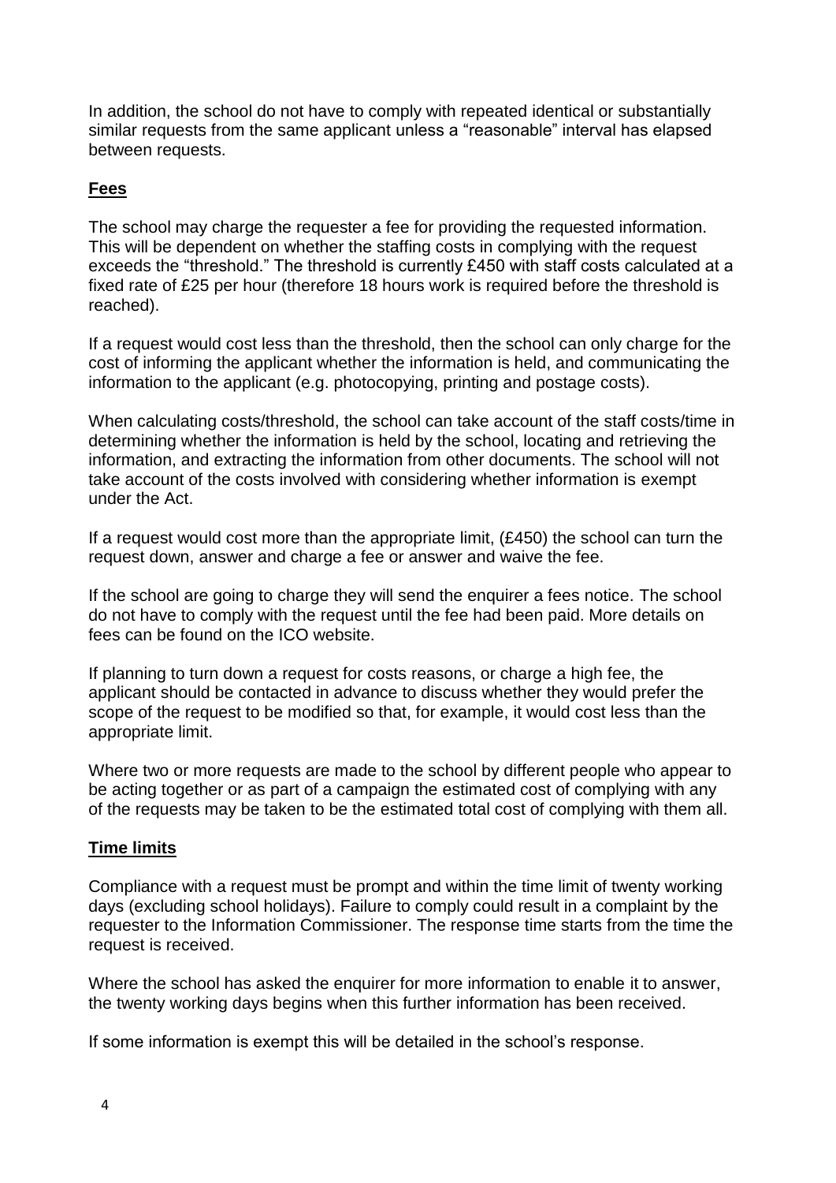In addition, the school do not have to comply with repeated identical or substantially similar requests from the same applicant unless a "reasonable" interval has elapsed between requests.

## Fees

The school may charge the requester a fee for providing the requested information. This will be dependent on whether the staffing costs in complying with the request exceeds the "threshold." The threshold is currently £450 with staff costs calculated at a fixed rate of £25 per hour (therefore 18 hours work is required before the threshold is reached).

If a request would cost less than the threshold, then the school can only charge for the cost of informing the applicant whether the information is held, and communicating the information to the applicant (e.g. photocopying, printing and postage costs).

When calculating costs/threshold, the school can take account of the staff costs/time in determining whether the information is held by the school, locating and retrieving the information, and extracting the information from other documents. The school will not take account of the costs involved with considering whether information is exempt under the Act.

If a request would cost more than the appropriate limit, (£450) the school can turn the request down, answer and charge a fee or answer and waive the fee.

If the school are going to charge they will send the enquirer a fees notice. The school do not have to comply with the request until the fee had been paid. More details on fees can be found on the ICO website.

If planning to turn down a request for costs reasons, or charge a high fee, the applicant should be contacted in advance to discuss whether they would prefer the scope of the request to be modified so that, for example, it would cost less than the appropriate limit.

Where two or more requests are made to the school by different people who appear to be acting together or as part of a campaign the estimated cost of complying with any of the requests may be taken to be the estimated total cost of complying with them all.

## Time limits

Compliance with a request must be prompt and within the time limit of twenty working days (excluding school holidays). Failure to comply could result in a complaint by the requester to the Information Commissioner. The response time starts from the time the request is received.

Where the school has asked the enquirer for more information to enable it to answer, the twenty working days begins when this further information has been received.

If some information is exempt this will be detailed in the school's response.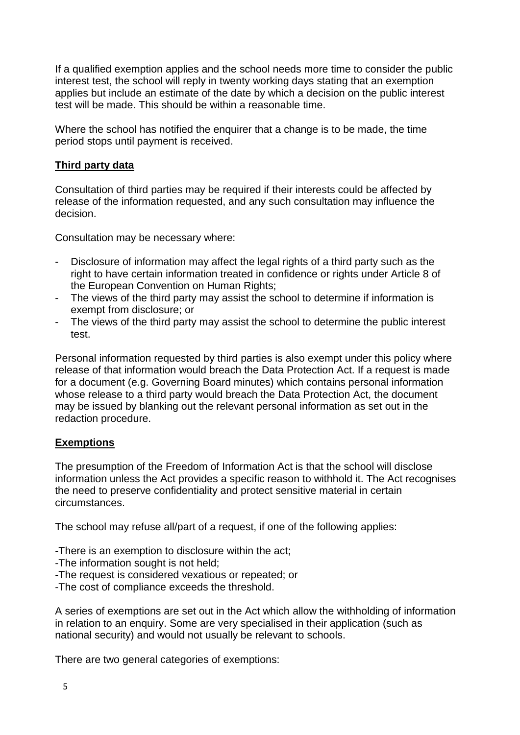If a qualified exemption applies and the school needs more time to consider the public interest test, the school will reply in twenty working days stating that an exemption applies but include an estimate of the date by which a decision on the public interest test will be made. This should be within a reasonable time.

Where the school has notified the enquirer that a change is to be made, the time period stops until payment is received.

**Third party data**

Consultation of third parties may be required if their interests could be affected by release of the information requested, and any such consultation may influence the decision.

Consultation may be necessary where:

- Disclosure of information may affect the legal rights of a third party such as the right to have certain information treated in confidence or rights under Article 8 of the European Convention on Human Rights;
- The views of the third party may assist the school to determine if information is exempt from disclosure; or
- The views of the third party may assist the school to determine the public interest test.

Personal information requested by third parties is also exempt under this policy where release of that information would breach the Data Protection Act. If a request is made for a document (e.g. Governing Board minutes) which contains personal information whose release to a third party would breach the Data Protection Act, the document may be issued by blanking out the relevant personal information as set out in the redaction procedure.

**Exemptions**

The presumption of the Freedom of Information Act is that the school will disclose information unless the Act provides a specific reason to withhold it. The Act recognises the need to preserve confidentiality and protect sensitive material in certain circumstances.

The school may refuse all/part of a request, if one of the following applies:

- There is an exemption to disclosure within the act;
- The information sought is not held;
- The request is considered vexatious or repeated; or
- The cost of compliance exceeds the threshold.

A series of exemptions are set out in the Act which allow the withholding of information in relation to an enquiry. Some are very specialised in their application (such as national security) and would not usually be relevant to schools.

There are two general categories of exemptions: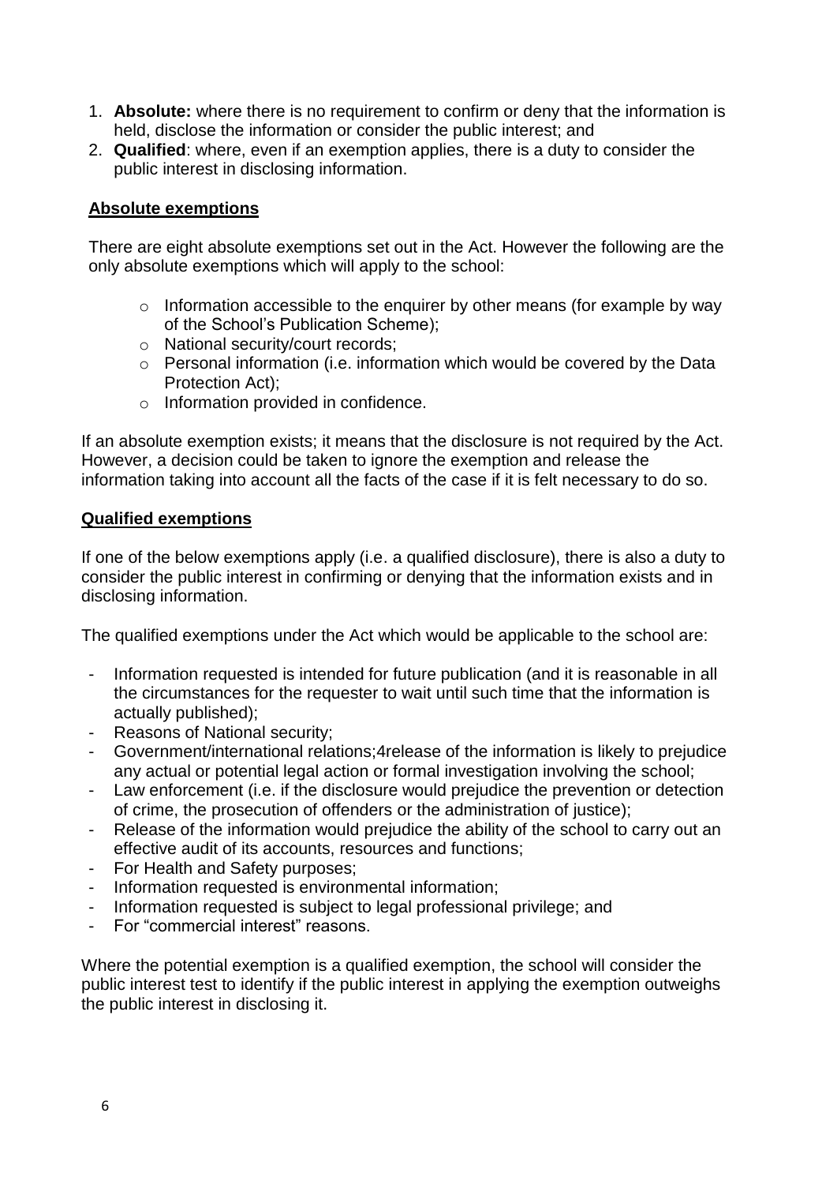1. **Absolute:** where there is no requirement to confirm or deny that the information is held, disclose the information or consider the public interest; and
2. **Qualified**: where, even if an exemption applies, there is a duty to consider the public interest in disclosing information.

**Absolute exemptions**

There are eight absolute exemptions set out in the Act. However the following are the only absolute exemptions which will apply to the school:

- Information accessible to the enquirer by other means (for example by way of the School's Publication Scheme);
- National security/court records;
- Personal information (i.e. information which would be covered by the Data Protection Act);
- Information provided in confidence.

If an absolute exemption exists; it means that the disclosure is not required by the Act. However, a decision could be taken to ignore the exemption and release the information taking into account all the facts of the case if it is felt necessary to do so.

**Qualified exemptions**

If one of the below exemptions apply (i.e. a qualified disclosure), there is also a duty to consider the public interest in confirming or denying that the information exists and in disclosing information.

The qualified exemptions under the Act which would be applicable to the school are:

- Information requested is intended for future publication (and it is reasonable in all the circumstances for the requester to wait until such time that the information is actually published);
- Reasons of National security;
- Government/international relations;4release of the information is likely to prejudice any actual or potential legal action or formal investigation involving the school;
- Law enforcement (i.e. if the disclosure would prejudice the prevention or detection of crime, the prosecution of offenders or the administration of justice);
- Release of the information would prejudice the ability of the school to carry out an effective audit of its accounts, resources and functions;
- For Health and Safety purposes;
- Information requested is environmental information;
- Information requested is subject to legal professional privilege; and
- For "commercial interest" reasons.

Where the potential exemption is a qualified exemption, the school will consider the public interest test to identify if the public interest in applying the exemption outweighs the public interest in disclosing it.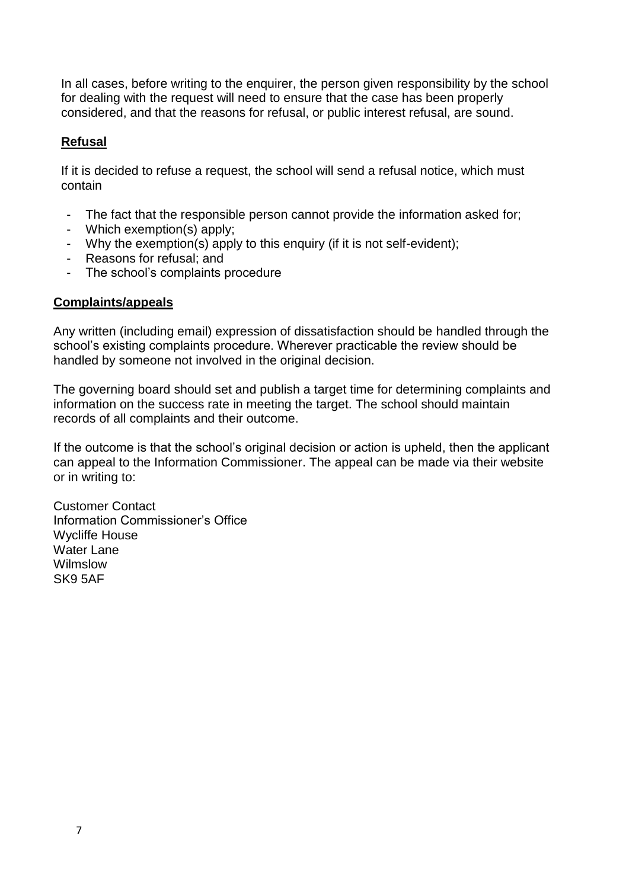In all cases, before writing to the enquirer, the person given responsibility by the school for dealing with the request will need to ensure that the case has been properly considered, and that the reasons for refusal, or public interest refusal, are sound.

**Refusal**

If it is decided to refuse a request, the school will send a refusal notice, which must contain

- The fact that the responsible person cannot provide the information asked for;
- Which exemption(s) apply;
- Why the exemption(s) apply to this enquiry (if it is not self-evident);
- Reasons for refusal; and
- The school's complaints procedure

**Complaints/appeals**

Any written (including email) expression of dissatisfaction should be handled through the school's existing complaints procedure. Wherever practicable the review should be handled by someone not involved in the original decision.

The governing board should set and publish a target time for determining complaints and information on the success rate in meeting the target. The school should maintain records of all complaints and their outcome.

If the outcome is that the school's original decision or action is upheld, then the applicant can appeal to the Information Commissioner. The appeal can be made via their website or in writing to:

Customer Contact
Information Commissioner's Office
Wycliffe House
Water Lane
Wilmslow
SK9 5AF